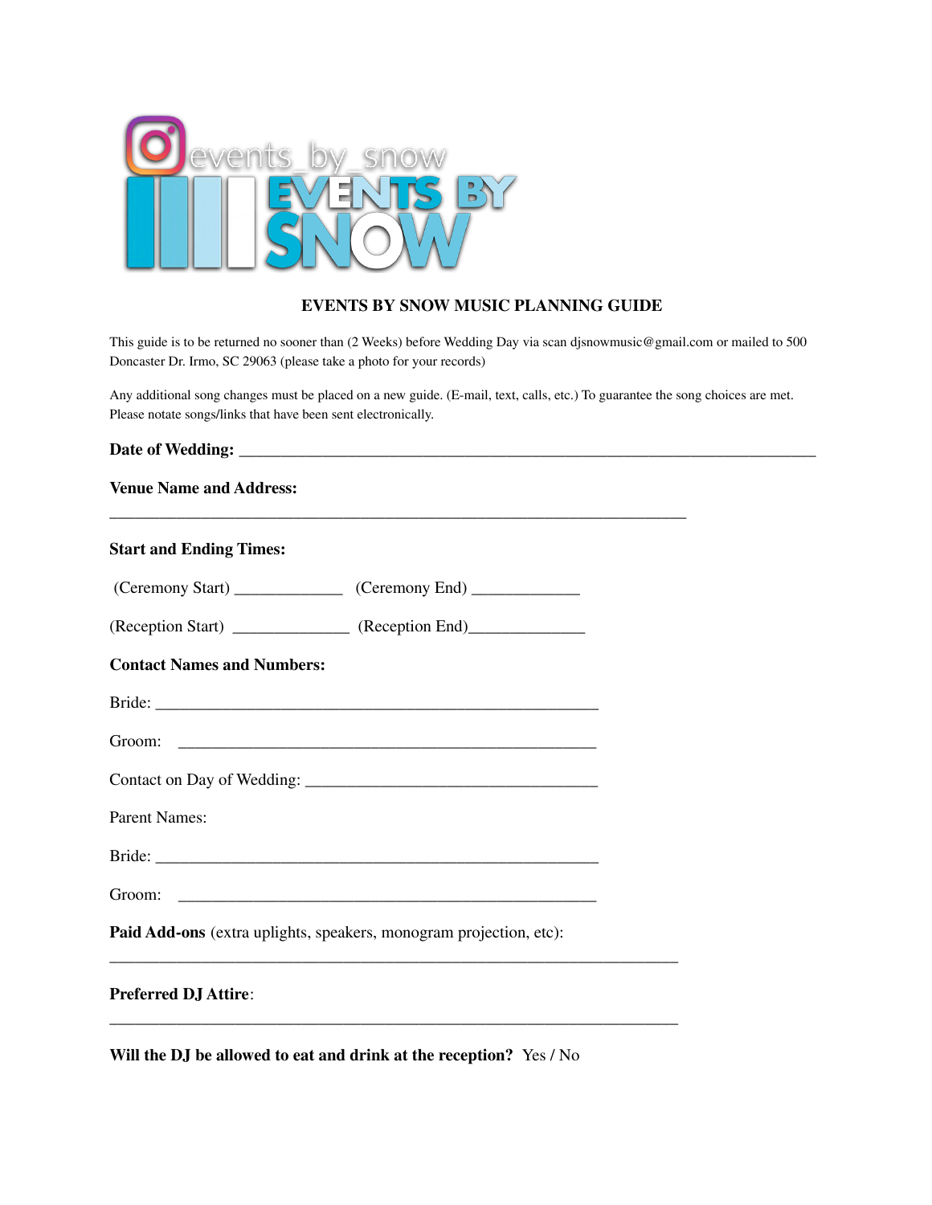events_by_snow

EVENTS BY SNOW

# EVENTS BY SNOW MUSIC PLANNING GUIDE

This guide is to be returned no sooner than (2 Weeks) before Wedding Day via scan djsnowmusic@gmail.com or mailed to 500 Doncaster Dr. Irmo, SC 29063 (please take a photo for your records)

Any additional song changes must be placed on a new guide. (E-mail, text, calls, etc.) To guarantee the song choices are met. Please notate songs/links that have been sent electronically.

**Date of Wedding:** ___________________________________________________________________________

**Venue Name and Address:**

___________________________________________________________________________

**Start and Ending Times:**

(Ceremony Start) ______________ (Ceremony End) ______________

(Reception Start) _______________ (Reception End)_______________

**Contact Names and Numbers:**

Bride: __________________________________________________________

Groom: ______________________________________________________

Contact on Day of Wedding: ______________________________________

Parent Names:

Bride: __________________________________________________________

Groom: ______________________________________________________

**Paid Add-ons** (extra uplights, speakers, monogram projection, etc):

___________________________________________________________________________

**Preferred DJ Attire**:

___________________________________________________________________________

**Will the DJ be allowed to eat and drink at the reception?** Yes / No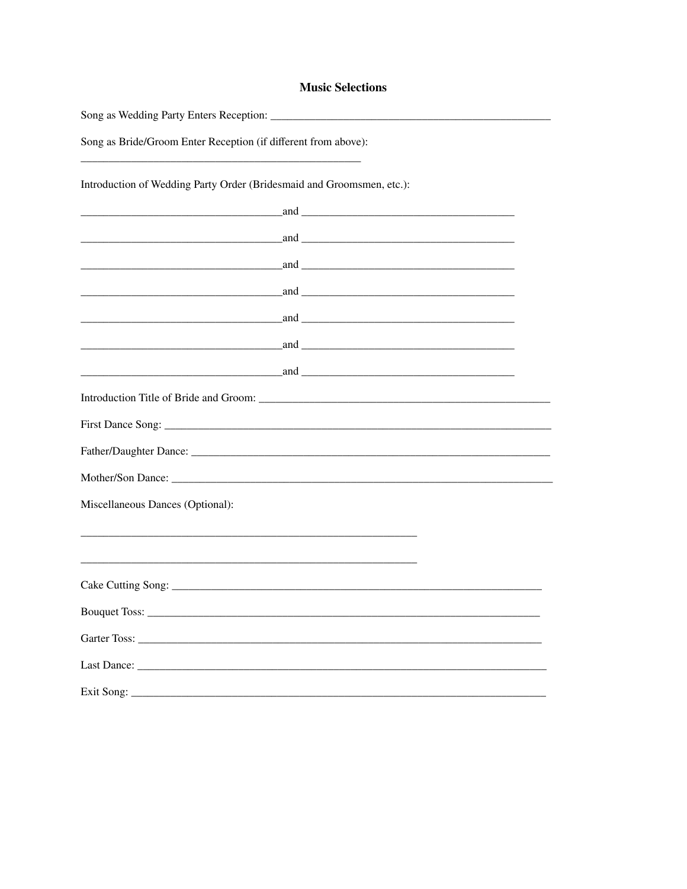# Music Selections

Song as Wedding Party Enters Reception: ___________________________________________________

Song as Bride/Groom Enter Reception (if different from above):

___________________________________________________

Introduction of Wedding Party Order (Bridesmaid and Groomsmen, etc.):

_____________________________________and _______________________________________

_____________________________________and _______________________________________

_____________________________________and _______________________________________

_____________________________________and _______________________________________

_____________________________________and _______________________________________

_____________________________________and _______________________________________

_____________________________________and _______________________________________

Introduction Title of Bride and Groom: _____________________________________________________

First Dance Song: _______________________________________________________________________

Father/Daughter Dance: __________________________________________________________________

Mother/Son Dance: ______________________________________________________________________

Miscellaneous Dances (Optional):

______________________________________________________________

______________________________________________________________

Cake Cutting Song: ____________________________________________________________________

Bouquet Toss: _________________________________________________________________________

Garter Toss: __________________________________________________________________________

Last Dance: ___________________________________________________________________________

Exit Song: ____________________________________________________________________________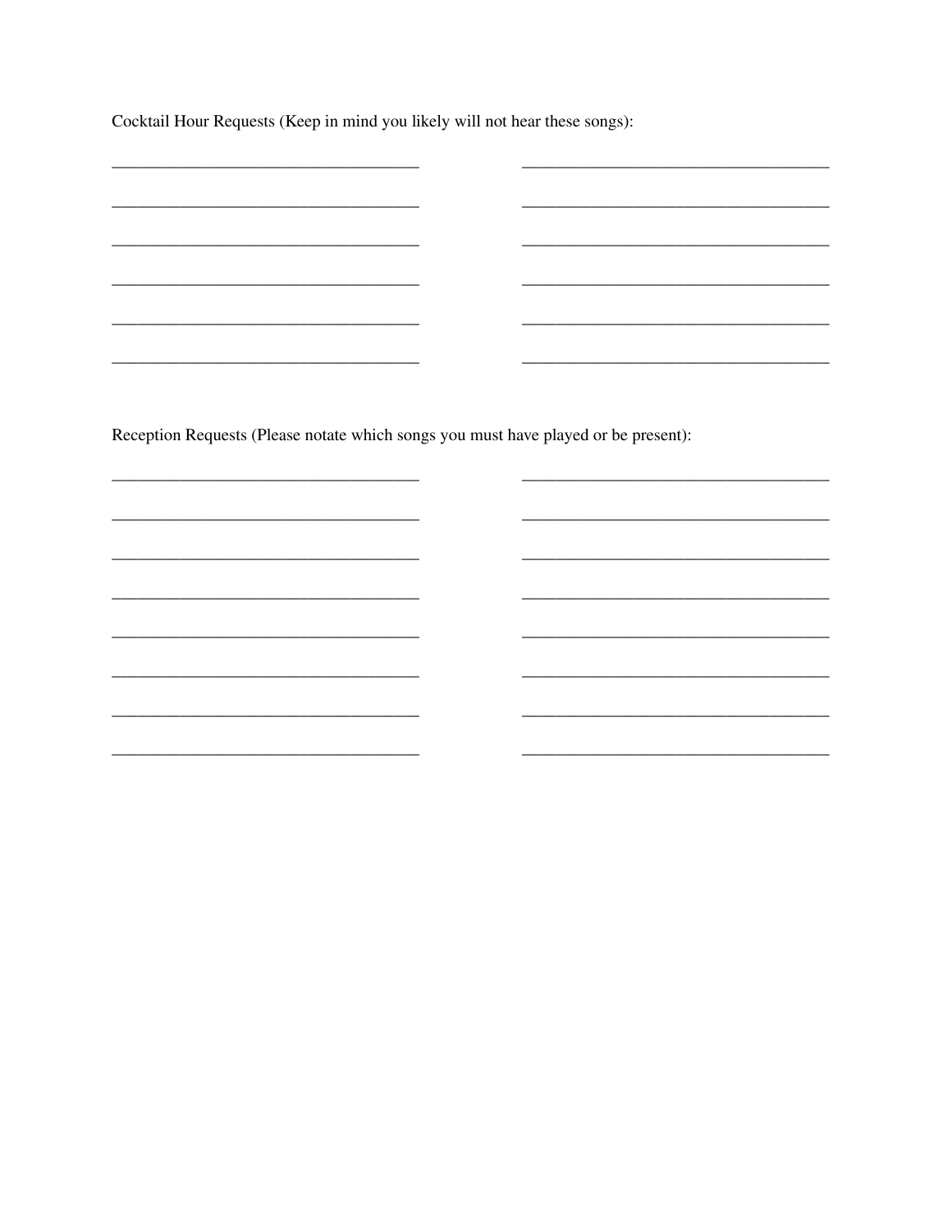Cocktail Hour Requests (Keep in mind you likely will not hear these songs):

| | |
|---|---|
| ___________________________________ | ___________________________________ |
| ___________________________________ | ___________________________________ |
| ___________________________________ | ___________________________________ |
| ___________________________________ | ___________________________________ |
| ___________________________________ | ___________________________________ |
| ___________________________________ | ___________________________________ |

Reception Requests (Please notate which songs you must have played or be present):

| | |
|---|---|
| ___________________________________ | ___________________________________ |
| ___________________________________ | ___________________________________ |
| ___________________________________ | ___________________________________ |
| ___________________________________ | ___________________________________ |
| ___________________________________ | ___________________________________ |
| ___________________________________ | ___________________________________ |
| ___________________________________ | ___________________________________ |
| ___________________________________ | ___________________________________ |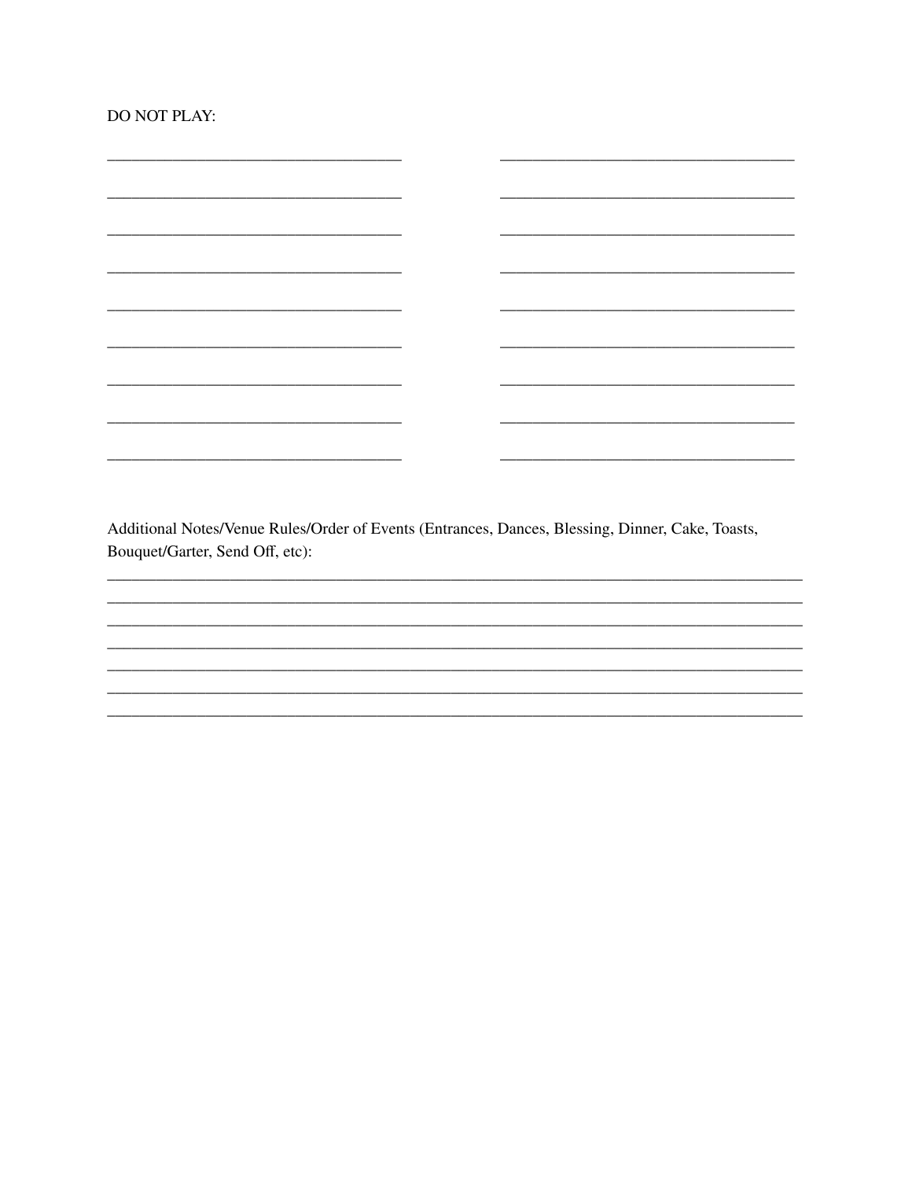DO NOT PLAY:

______________________________ ______________________________

______________________________ ______________________________

______________________________ ______________________________

______________________________ ______________________________

______________________________ ______________________________

______________________________ ______________________________

______________________________ ______________________________

______________________________ ______________________________

______________________________ ______________________________

Additional Notes/Venue Rules/Order of Events (Entrances, Dances, Blessing, Dinner, Cake, Toasts, Bouquet/Garter, Send Off, etc):

________________________________________________________________________

________________________________________________________________________

________________________________________________________________________

________________________________________________________________________

________________________________________________________________________

________________________________________________________________________

________________________________________________________________________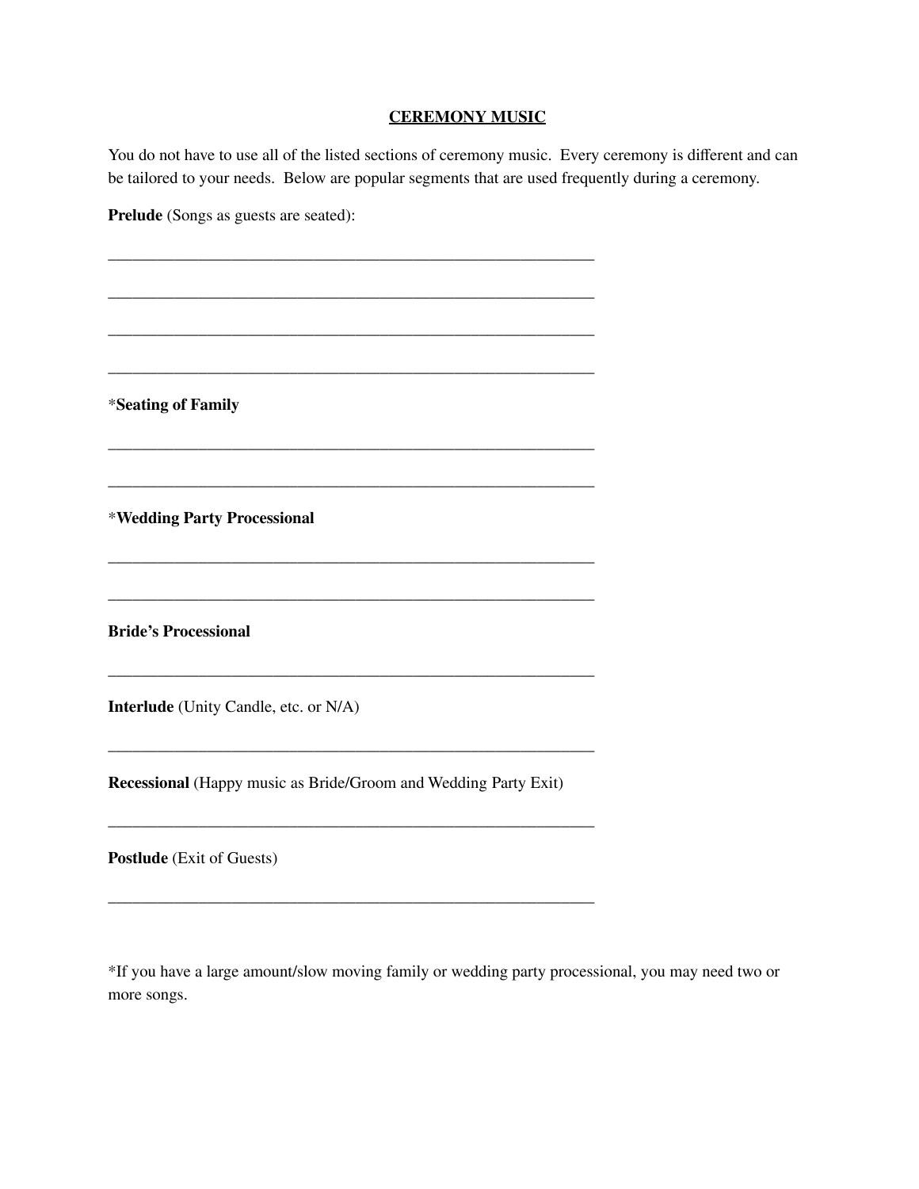## CEREMONY MUSIC

You do not have to use all of the listed sections of ceremony music. Every ceremony is different and can be tailored to your needs. Below are popular segments that are used frequently during a ceremony.

**Prelude** (Songs as guests are seated):

______________________________________________________________

______________________________________________________________

______________________________________________________________

______________________________________________________________

*__Seating of Family__

______________________________________________________________

______________________________________________________________

*__Wedding Party Processional__

______________________________________________________________

______________________________________________________________

**Bride's Processional**

______________________________________________________________

**Interlude** (Unity Candle, etc. or N/A)

______________________________________________________________

**Recessional** (Happy music as Bride/Groom and Wedding Party Exit)

______________________________________________________________

**Postlude** (Exit of Guests)

______________________________________________________________

*If you have a large amount/slow moving family or wedding party processional, you may need two or more songs.